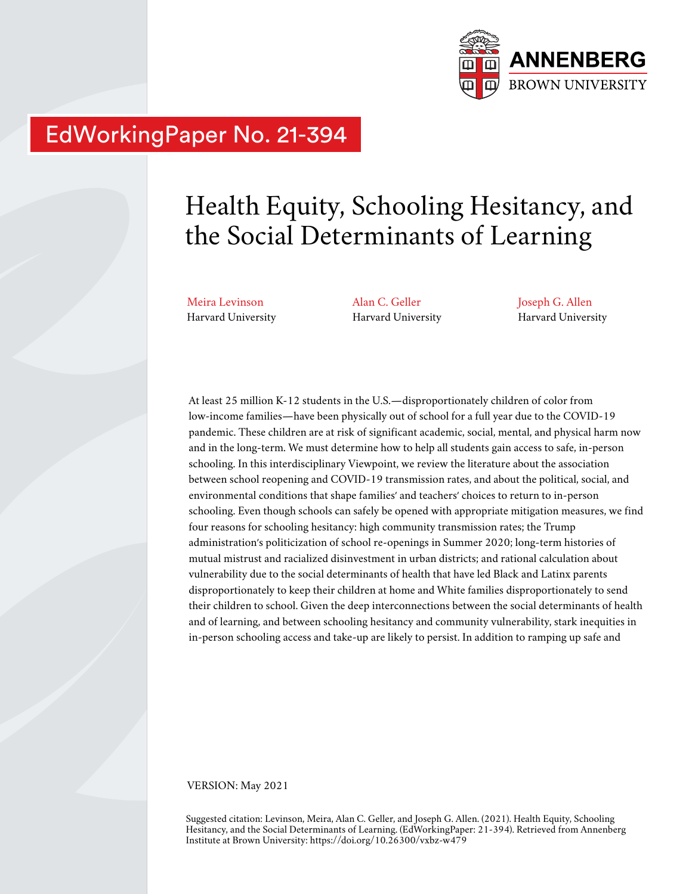EdWorkingPaper No. 21-394

# Health Equity, Schooling Hesitancy, and the Social Determinants of Learning

Meira Levinson
Harvard University

Alan C. Geller
Harvard University

Joseph G. Allen
Harvard University

At least 25 million K-12 students in the U.S.—disproportionately children of color from low-income families—have been physically out of school for a full year due to the COVID-19 pandemic. These children are at risk of significant academic, social, mental, and physical harm now and in the long-term. We must determine how to help all students gain access to safe, in-person schooling. In this interdisciplinary Viewpoint, we review the literature about the association between school reopening and COVID-19 transmission rates, and about the political, social, and environmental conditions that shape families' and teachers' choices to return to in-person schooling. Even though schools can safely be opened with appropriate mitigation measures, we find four reasons for schooling hesitancy: high community transmission rates; the Trump administration's politicization of school re-openings in Summer 2020; long-term histories of mutual mistrust and racialized disinvestment in urban districts; and rational calculation about vulnerability due to the social determinants of health that have led Black and Latinx parents disproportionately to keep their children at home and White families disproportionately to send their children to school. Given the deep interconnections between the social determinants of health and of learning, and between schooling hesitancy and community vulnerability, stark inequities in in-person schooling access and take-up are likely to persist. In addition to ramping up safe and

VERSION: May 2021

Suggested citation: Levinson, Meira, Alan C. Geller, and Joseph G. Allen. (2021). Health Equity, Schooling Hesitancy, and the Social Determinants of Learning. (EdWorkingPaper: 21-394). Retrieved from Annenberg Institute at Brown University: https://doi.org/10.26300/vxbz-w479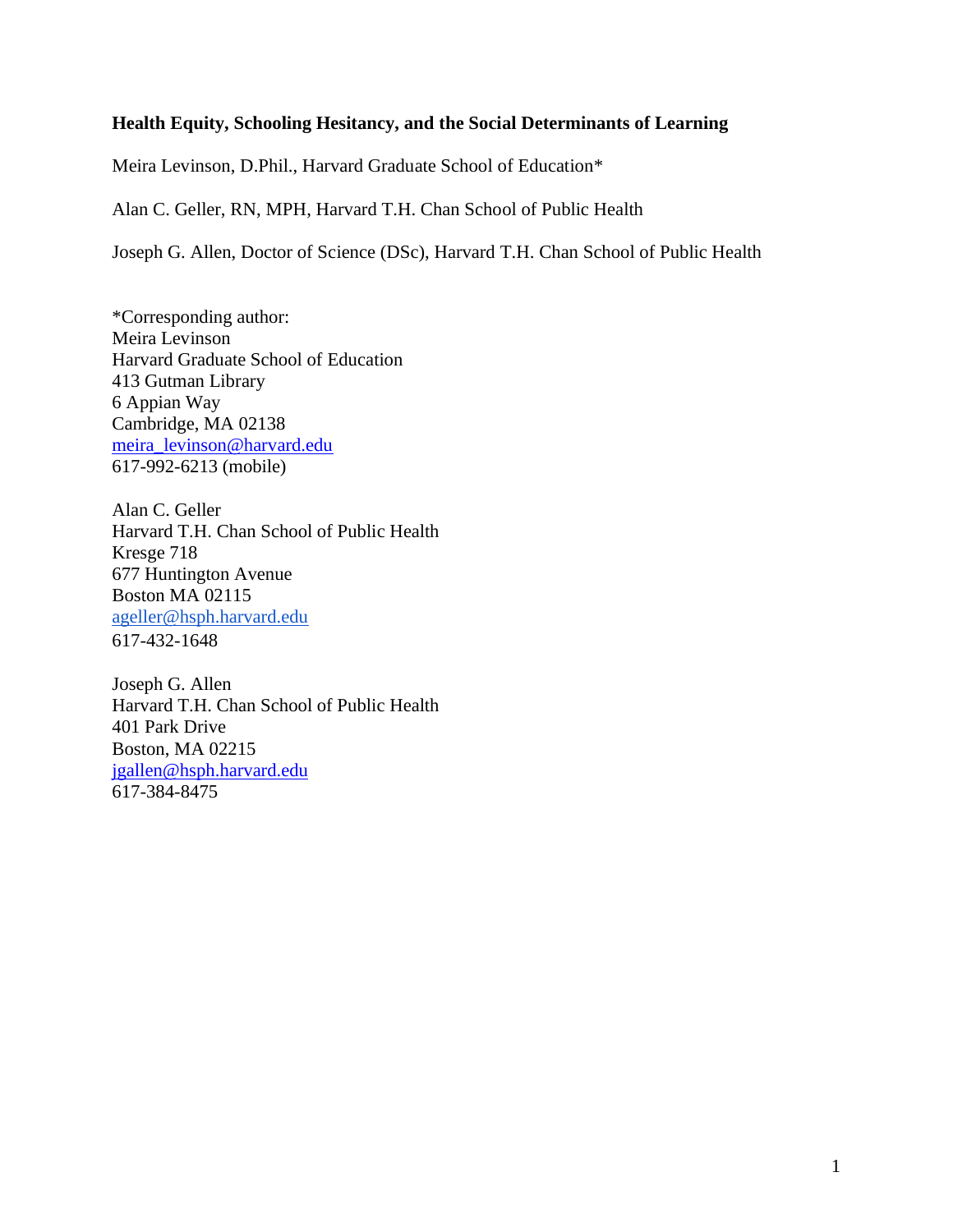**Health Equity, Schooling Hesitancy, and the Social Determinants of Learning**

Meira Levinson, D.Phil., Harvard Graduate School of Education*

Alan C. Geller, RN, MPH, Harvard T.H. Chan School of Public Health

Joseph G. Allen, Doctor of Science (DSc), Harvard T.H. Chan School of Public Health

*Corresponding author:
Meira Levinson
Harvard Graduate School of Education
413 Gutman Library
6 Appian Way
Cambridge, MA 02138
meira_levinson@harvard.edu
617-992-6213 (mobile)

Alan C. Geller
Harvard T.H. Chan School of Public Health
Kresge 718
677 Huntington Avenue
Boston MA 02115
ageller@hsph.harvard.edu
617-432-1648

Joseph G. Allen
Harvard T.H. Chan School of Public Health
401 Park Drive
Boston, MA 02215
jgallen@hsph.harvard.edu
617-384-8475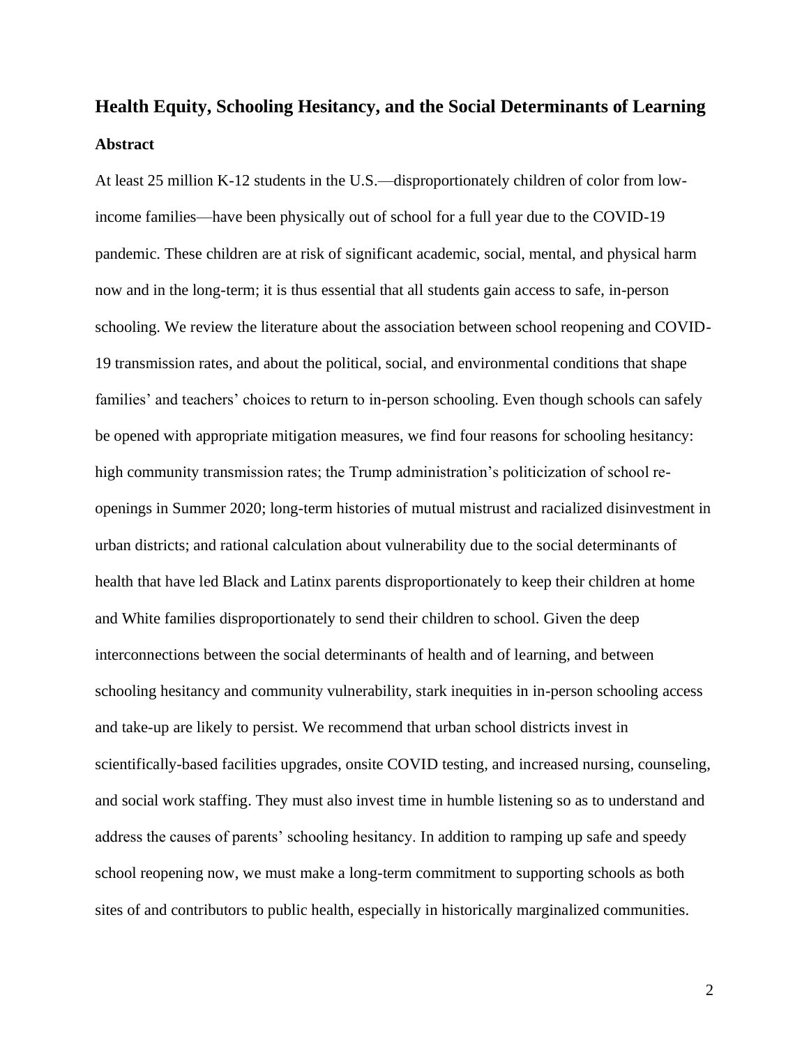## Health Equity, Schooling Hesitancy, and the Social Determinants of Learning

### Abstract

At least 25 million K-12 students in the U.S.—disproportionately children of color from low-income families—have been physically out of school for a full year due to the COVID-19 pandemic. These children are at risk of significant academic, social, mental, and physical harm now and in the long-term; it is thus essential that all students gain access to safe, in-person schooling. We review the literature about the association between school reopening and COVID-19 transmission rates, and about the political, social, and environmental conditions that shape families' and teachers' choices to return to in-person schooling. Even though schools can safely be opened with appropriate mitigation measures, we find four reasons for schooling hesitancy: high community transmission rates; the Trump administration's politicization of school re-openings in Summer 2020; long-term histories of mutual mistrust and racialized disinvestment in urban districts; and rational calculation about vulnerability due to the social determinants of health that have led Black and Latinx parents disproportionately to keep their children at home and White families disproportionately to send their children to school. Given the deep interconnections between the social determinants of health and of learning, and between schooling hesitancy and community vulnerability, stark inequities in in-person schooling access and take-up are likely to persist. We recommend that urban school districts invest in scientifically-based facilities upgrades, onsite COVID testing, and increased nursing, counseling, and social work staffing. They must also invest time in humble listening so as to understand and address the causes of parents' schooling hesitancy. In addition to ramping up safe and speedy school reopening now, we must make a long-term commitment to supporting schools as both sites of and contributors to public health, especially in historically marginalized communities.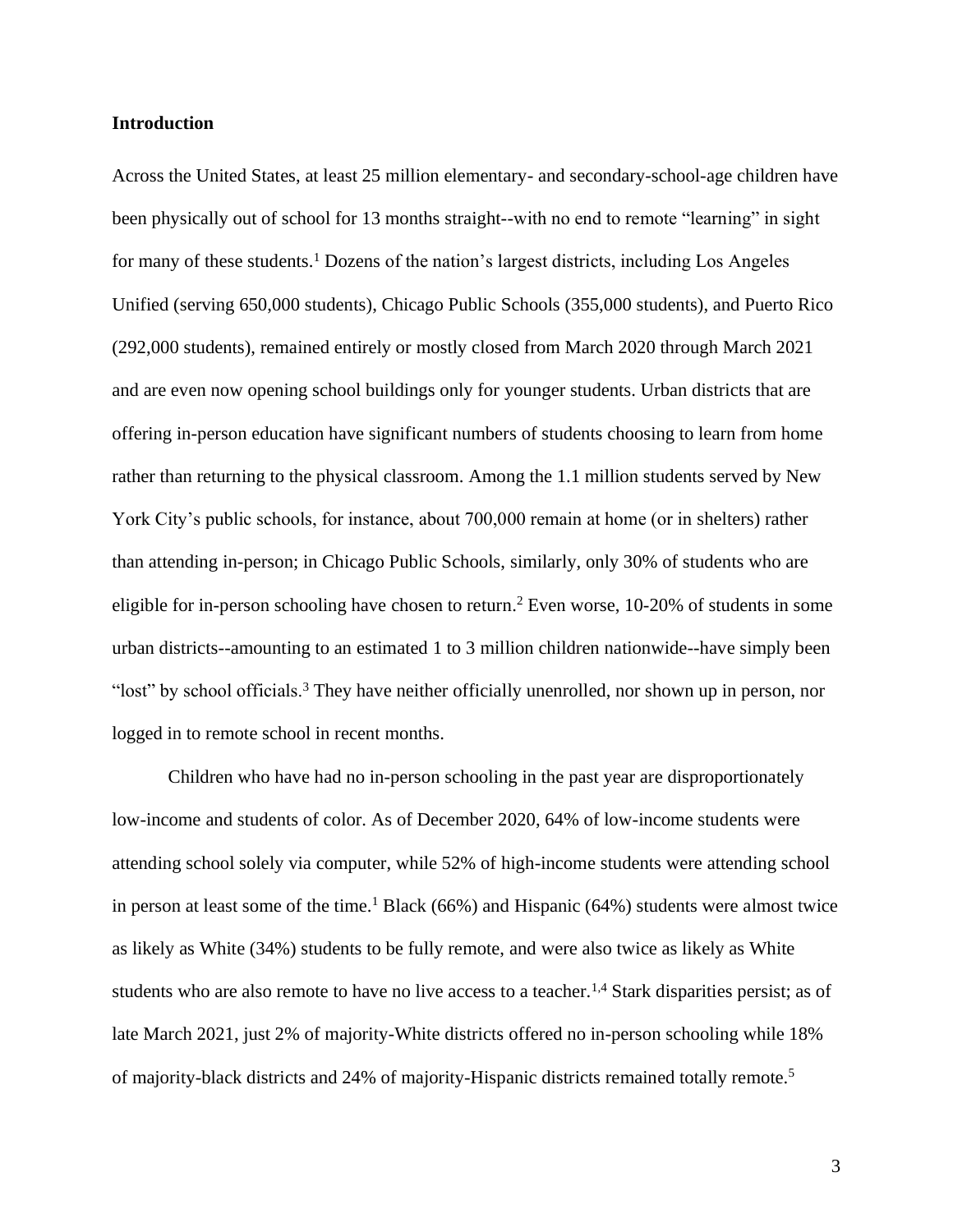**Introduction**

Across the United States, at least 25 million elementary- and secondary-school-age children have been physically out of school for 13 months straight--with no end to remote "learning" in sight for many of these students.[1] Dozens of the nation's largest districts, including Los Angeles Unified (serving 650,000 students), Chicago Public Schools (355,000 students), and Puerto Rico (292,000 students), remained entirely or mostly closed from March 2020 through March 2021 and are even now opening school buildings only for younger students. Urban districts that are offering in-person education have significant numbers of students choosing to learn from home rather than returning to the physical classroom. Among the 1.1 million students served by New York City's public schools, for instance, about 700,000 remain at home (or in shelters) rather than attending in-person; in Chicago Public Schools, similarly, only 30% of students who are eligible for in-person schooling have chosen to return.[2] Even worse, 10-20% of students in some urban districts--amounting to an estimated 1 to 3 million children nationwide--have simply been "lost" by school officials.[3] They have neither officially unenrolled, nor shown up in person, nor logged in to remote school in recent months.

Children who have had no in-person schooling in the past year are disproportionately low-income and students of color. As of December 2020, 64% of low-income students were attending school solely via computer, while 52% of high-income students were attending school in person at least some of the time.[1] Black (66%) and Hispanic (64%) students were almost twice as likely as White (34%) students to be fully remote, and were also twice as likely as White students who are also remote to have no live access to a teacher.[1,4] Stark disparities persist; as of late March 2021, just 2% of majority-White districts offered no in-person schooling while 18% of majority-black districts and 24% of majority-Hispanic districts remained totally remote.[5]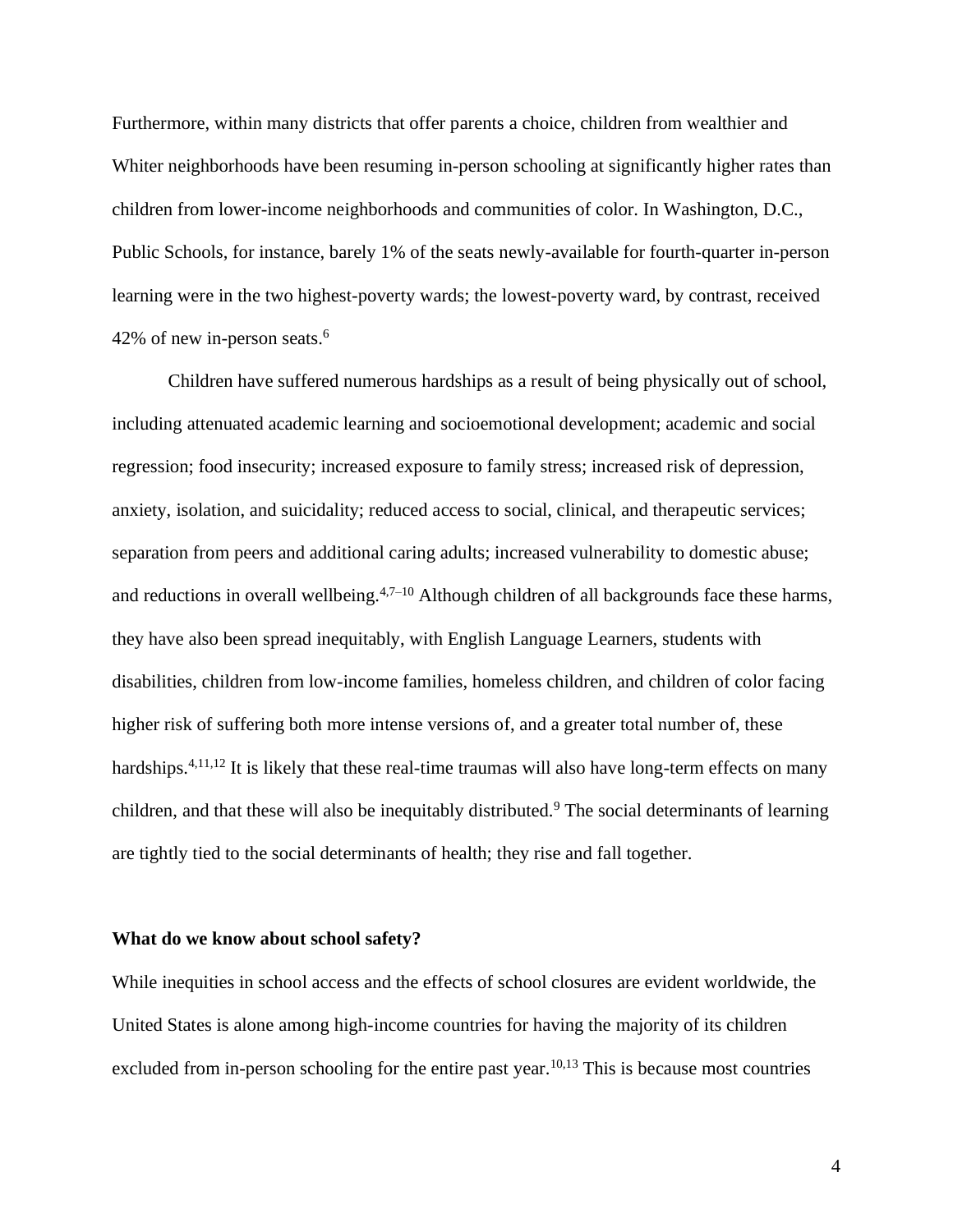Furthermore, within many districts that offer parents a choice, children from wealthier and Whiter neighborhoods have been resuming in-person schooling at significantly higher rates than children from lower-income neighborhoods and communities of color. In Washington, D.C., Public Schools, for instance, barely 1% of the seats newly-available for fourth-quarter in-person learning were in the two highest-poverty wards; the lowest-poverty ward, by contrast, received 42% of new in-person seats.[6]

Children have suffered numerous hardships as a result of being physically out of school, including attenuated academic learning and socioemotional development; academic and social regression; food insecurity; increased exposure to family stress; increased risk of depression, anxiety, isolation, and suicidality; reduced access to social, clinical, and therapeutic services; separation from peers and additional caring adults; increased vulnerability to domestic abuse; and reductions in overall wellbeing.[4,7–10] Although children of all backgrounds face these harms, they have also been spread inequitably, with English Language Learners, students with disabilities, children from low-income families, homeless children, and children of color facing higher risk of suffering both more intense versions of, and a greater total number of, these hardships.[4,11,12] It is likely that these real-time traumas will also have long-term effects on many children, and that these will also be inequitably distributed.[9] The social determinants of learning are tightly tied to the social determinants of health; they rise and fall together.

**What do we know about school safety?**

While inequities in school access and the effects of school closures are evident worldwide, the United States is alone among high-income countries for having the majority of its children excluded from in-person schooling for the entire past year.[10,13] This is because most countries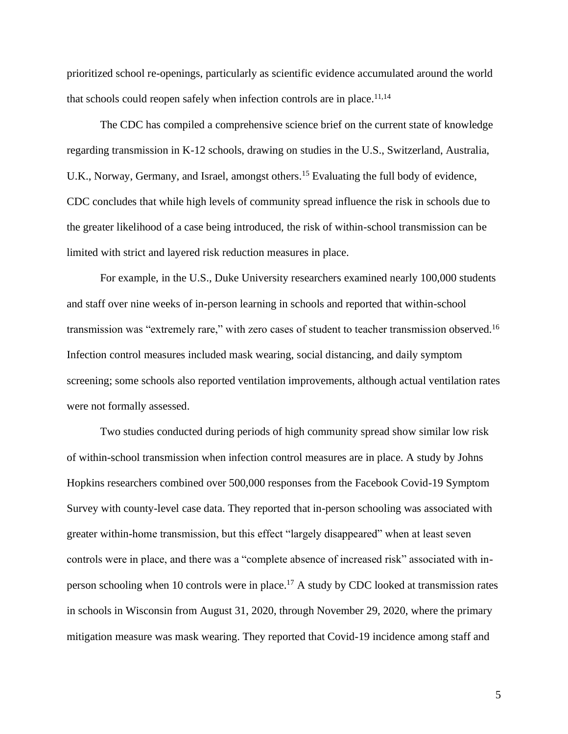prioritized school re-openings, particularly as scientific evidence accumulated around the world that schools could reopen safely when infection controls are in place.[11,14]

The CDC has compiled a comprehensive science brief on the current state of knowledge regarding transmission in K-12 schools, drawing on studies in the U.S., Switzerland, Australia, U.K., Norway, Germany, and Israel, amongst others.[15] Evaluating the full body of evidence, CDC concludes that while high levels of community spread influence the risk in schools due to the greater likelihood of a case being introduced, the risk of within-school transmission can be limited with strict and layered risk reduction measures in place.

For example, in the U.S., Duke University researchers examined nearly 100,000 students and staff over nine weeks of in-person learning in schools and reported that within-school transmission was "extremely rare," with zero cases of student to teacher transmission observed.[16] Infection control measures included mask wearing, social distancing, and daily symptom screening; some schools also reported ventilation improvements, although actual ventilation rates were not formally assessed.

Two studies conducted during periods of high community spread show similar low risk of within-school transmission when infection control measures are in place. A study by Johns Hopkins researchers combined over 500,000 responses from the Facebook Covid-19 Symptom Survey with county-level case data. They reported that in-person schooling was associated with greater within-home transmission, but this effect "largely disappeared" when at least seven controls were in place, and there was a "complete absence of increased risk" associated with in-person schooling when 10 controls were in place.[17] A study by CDC looked at transmission rates in schools in Wisconsin from August 31, 2020, through November 29, 2020, where the primary mitigation measure was mask wearing. They reported that Covid-19 incidence among staff and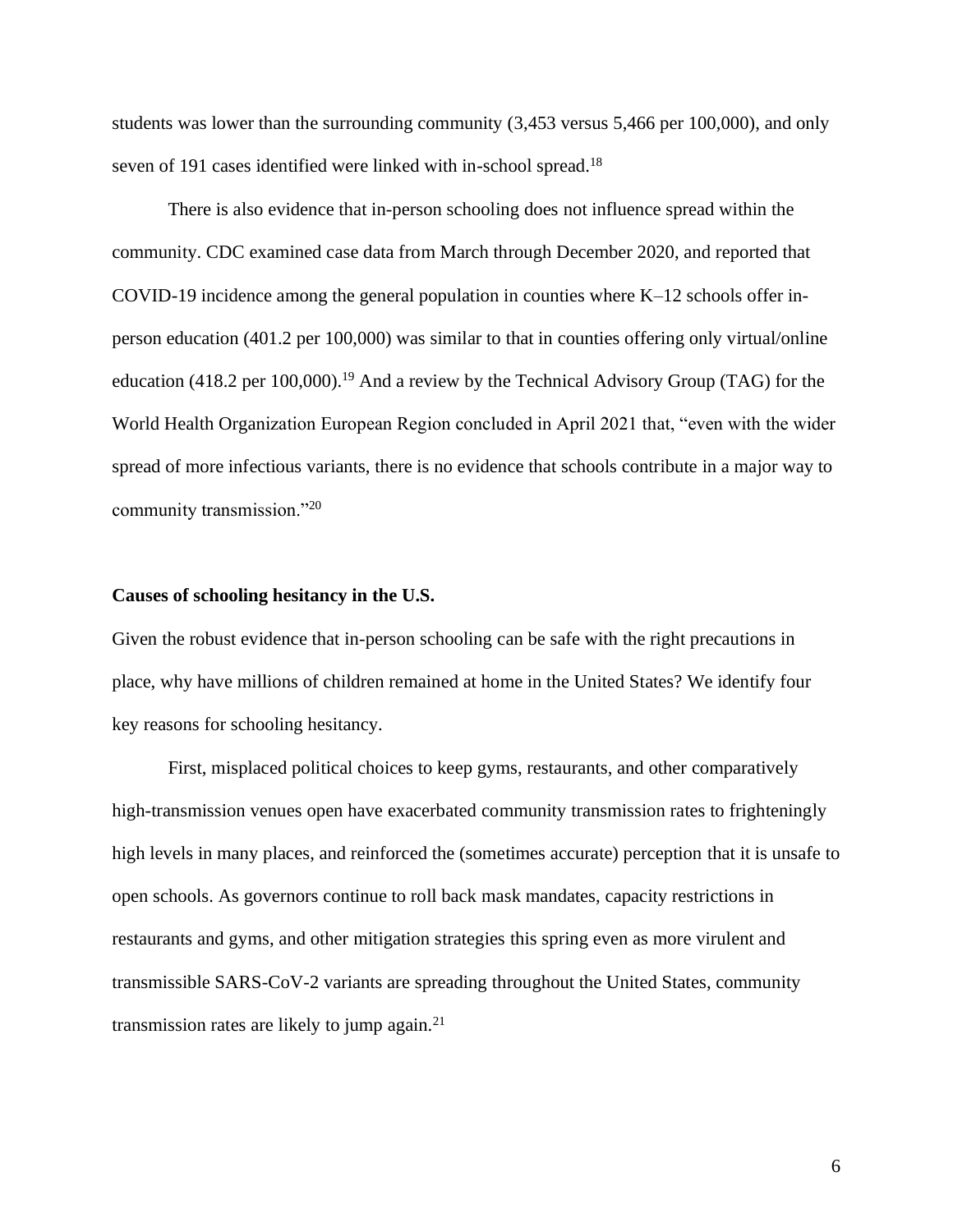students was lower than the surrounding community (3,453 versus 5,466 per 100,000), and only seven of 191 cases identified were linked with in-school spread.[18]

There is also evidence that in-person schooling does not influence spread within the community. CDC examined case data from March through December 2020, and reported that COVID-19 incidence among the general population in counties where K–12 schools offer in-person education (401.2 per 100,000) was similar to that in counties offering only virtual/online education (418.2 per 100,000).[19] And a review by the Technical Advisory Group (TAG) for the World Health Organization European Region concluded in April 2021 that, "even with the wider spread of more infectious variants, there is no evidence that schools contribute in a major way to community transmission."[20]

**Causes of schooling hesitancy in the U.S.**

Given the robust evidence that in-person schooling can be safe with the right precautions in place, why have millions of children remained at home in the United States? We identify four key reasons for schooling hesitancy.

First, misplaced political choices to keep gyms, restaurants, and other comparatively high-transmission venues open have exacerbated community transmission rates to frighteningly high levels in many places, and reinforced the (sometimes accurate) perception that it is unsafe to open schools. As governors continue to roll back mask mandates, capacity restrictions in restaurants and gyms, and other mitigation strategies this spring even as more virulent and transmissible SARS-CoV-2 variants are spreading throughout the United States, community transmission rates are likely to jump again.[21]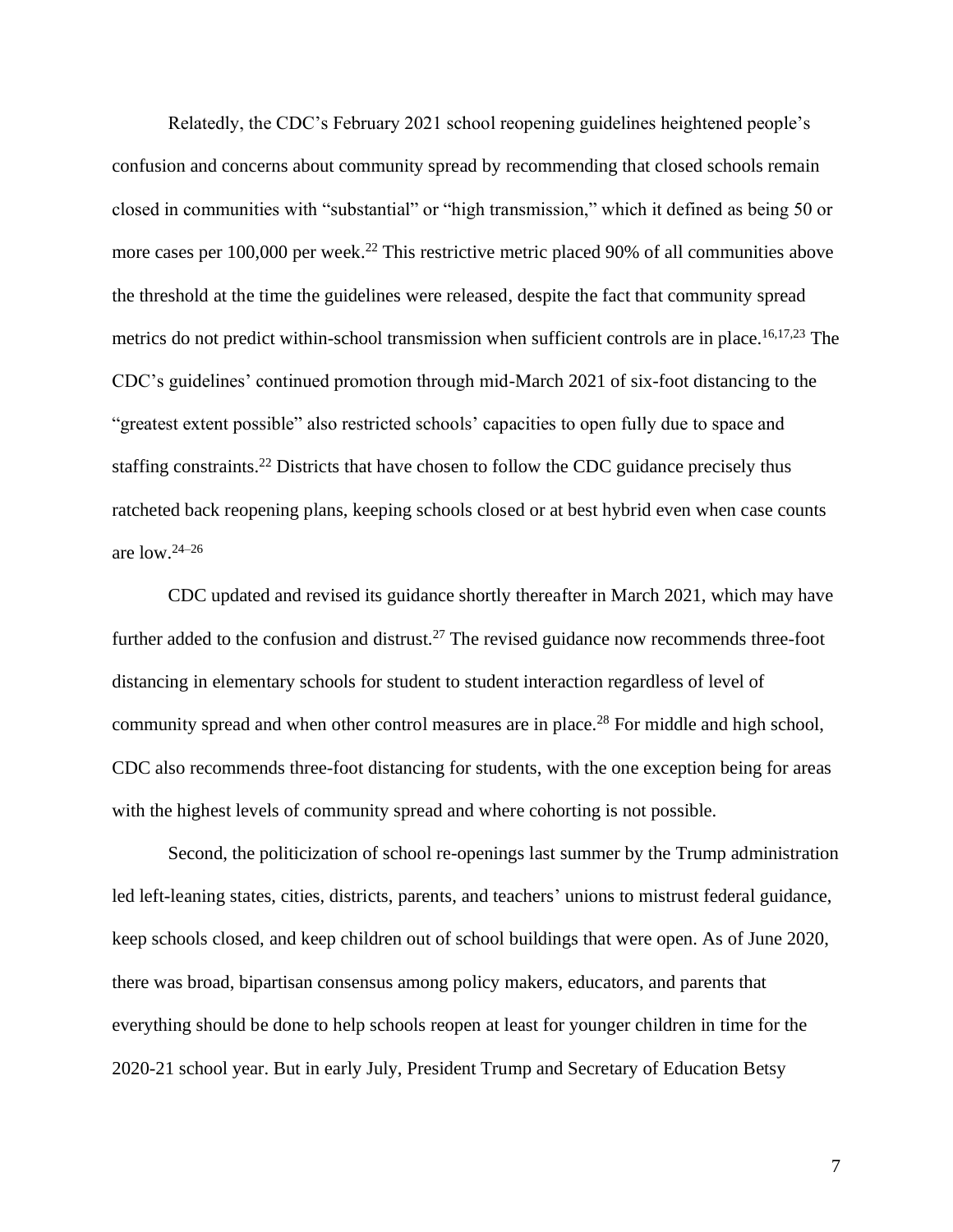Relatedly, the CDC's February 2021 school reopening guidelines heightened people's confusion and concerns about community spread by recommending that closed schools remain closed in communities with "substantial" or "high transmission," which it defined as being 50 or more cases per 100,000 per week.[22] This restrictive metric placed 90% of all communities above the threshold at the time the guidelines were released, despite the fact that community spread metrics do not predict within-school transmission when sufficient controls are in place.[16,17,23] The CDC's guidelines' continued promotion through mid-March 2021 of six-foot distancing to the "greatest extent possible" also restricted schools' capacities to open fully due to space and staffing constraints.[22] Districts that have chosen to follow the CDC guidance precisely thus ratcheted back reopening plans, keeping schools closed or at best hybrid even when case counts are low.[24–26]

CDC updated and revised its guidance shortly thereafter in March 2021, which may have further added to the confusion and distrust.[27] The revised guidance now recommends three-foot distancing in elementary schools for student to student interaction regardless of level of community spread and when other control measures are in place.[28] For middle and high school, CDC also recommends three-foot distancing for students, with the one exception being for areas with the highest levels of community spread and where cohorting is not possible.

Second, the politicization of school re-openings last summer by the Trump administration led left-leaning states, cities, districts, parents, and teachers' unions to mistrust federal guidance, keep schools closed, and keep children out of school buildings that were open. As of June 2020, there was broad, bipartisan consensus among policy makers, educators, and parents that everything should be done to help schools reopen at least for younger children in time for the 2020-21 school year. But in early July, President Trump and Secretary of Education Betsy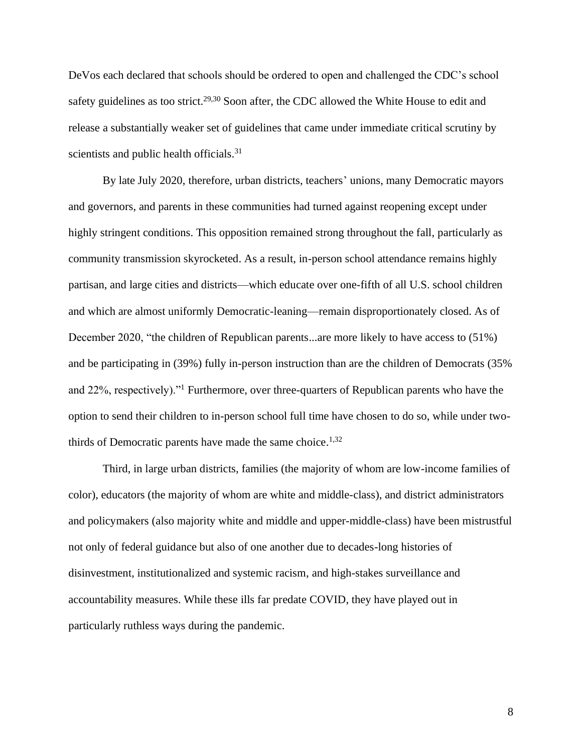DeVos each declared that schools should be ordered to open and challenged the CDC's school safety guidelines as too strict.[29,30] Soon after, the CDC allowed the White House to edit and release a substantially weaker set of guidelines that came under immediate critical scrutiny by scientists and public health officials.[31]

By late July 2020, therefore, urban districts, teachers' unions, many Democratic mayors and governors, and parents in these communities had turned against reopening except under highly stringent conditions. This opposition remained strong throughout the fall, particularly as community transmission skyrocketed. As a result, in-person school attendance remains highly partisan, and large cities and districts—which educate over one-fifth of all U.S. school children and which are almost uniformly Democratic-leaning—remain disproportionately closed. As of December 2020, "the children of Republican parents...are more likely to have access to (51%) and be participating in (39%) fully in-person instruction than are the children of Democrats (35% and 22%, respectively)."[1] Furthermore, over three-quarters of Republican parents who have the option to send their children to in-person school full time have chosen to do so, while under two-thirds of Democratic parents have made the same choice.[1,32]

Third, in large urban districts, families (the majority of whom are low-income families of color), educators (the majority of whom are white and middle-class), and district administrators and policymakers (also majority white and middle and upper-middle-class) have been mistrustful not only of federal guidance but also of one another due to decades-long histories of disinvestment, institutionalized and systemic racism, and high-stakes surveillance and accountability measures. While these ills far predate COVID, they have played out in particularly ruthless ways during the pandemic.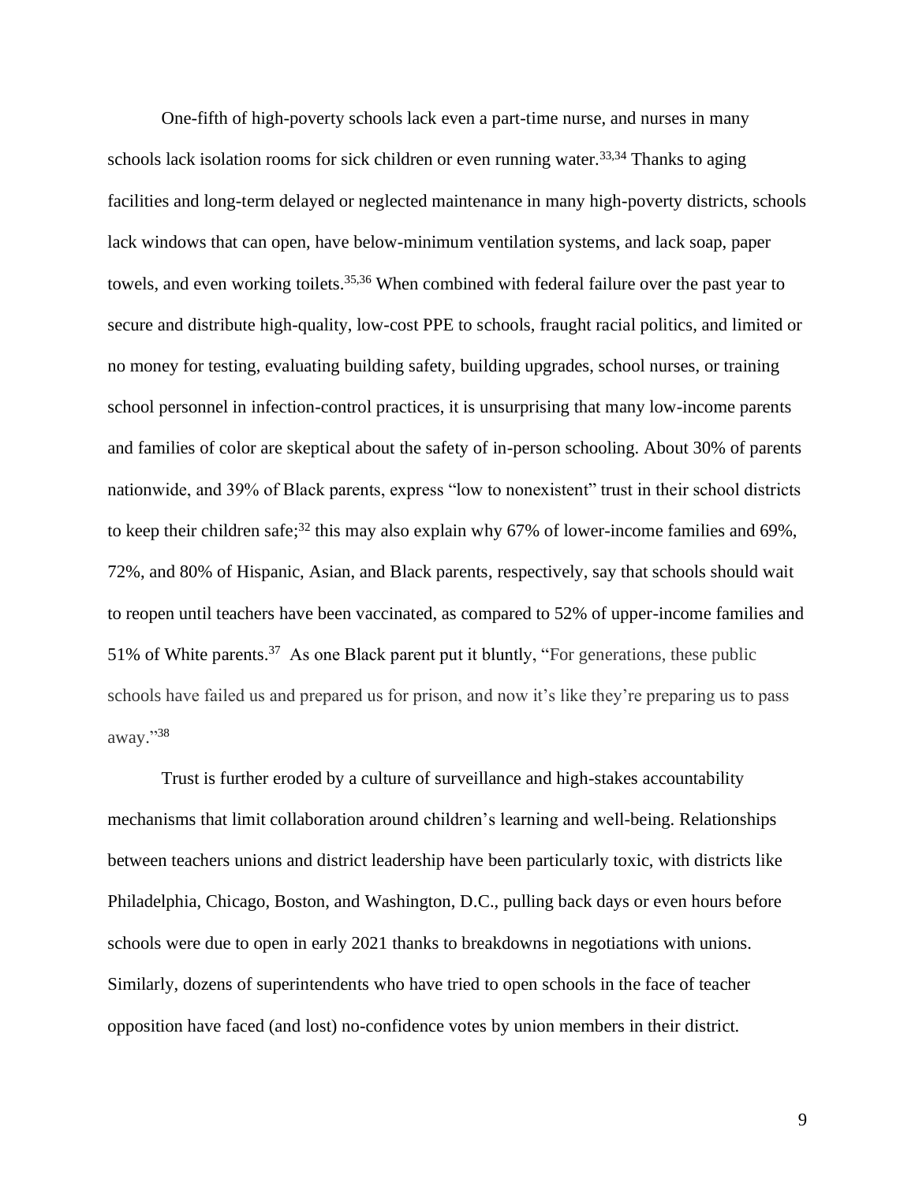One-fifth of high-poverty schools lack even a part-time nurse, and nurses in many schools lack isolation rooms for sick children or even running water.[33,34] Thanks to aging facilities and long-term delayed or neglected maintenance in many high-poverty districts, schools lack windows that can open, have below-minimum ventilation systems, and lack soap, paper towels, and even working toilets.[35,36] When combined with federal failure over the past year to secure and distribute high-quality, low-cost PPE to schools, fraught racial politics, and limited or no money for testing, evaluating building safety, building upgrades, school nurses, or training school personnel in infection-control practices, it is unsurprising that many low-income parents and families of color are skeptical about the safety of in-person schooling. About 30% of parents nationwide, and 39% of Black parents, express "low to nonexistent" trust in their school districts to keep their children safe;[32] this may also explain why 67% of lower-income families and 69%, 72%, and 80% of Hispanic, Asian, and Black parents, respectively, say that schools should wait to reopen until teachers have been vaccinated, as compared to 52% of upper-income families and 51% of White parents.[37] As one Black parent put it bluntly, "For generations, these public schools have failed us and prepared us for prison, and now it's like they're preparing us to pass away."[38]

Trust is further eroded by a culture of surveillance and high-stakes accountability mechanisms that limit collaboration around children's learning and well-being. Relationships between teachers unions and district leadership have been particularly toxic, with districts like Philadelphia, Chicago, Boston, and Washington, D.C., pulling back days or even hours before schools were due to open in early 2021 thanks to breakdowns in negotiations with unions. Similarly, dozens of superintendents who have tried to open schools in the face of teacher opposition have faced (and lost) no-confidence votes by union members in their district.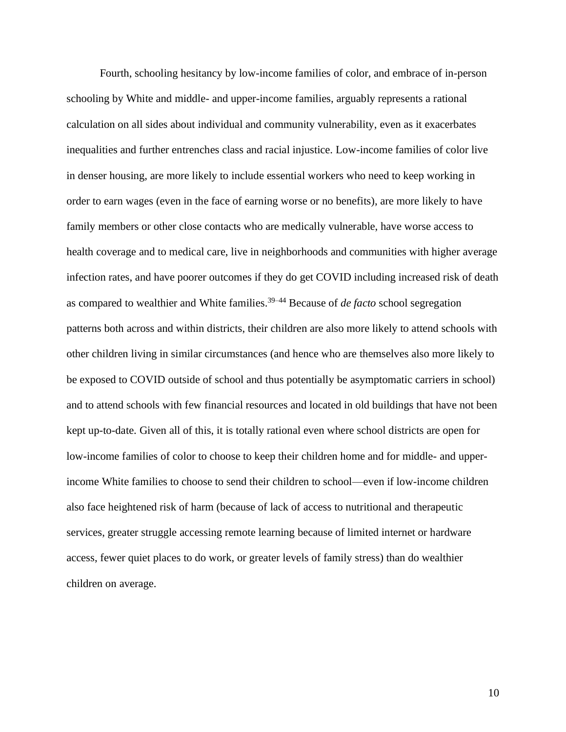Fourth, schooling hesitancy by low-income families of color, and embrace of in-person schooling by White and middle- and upper-income families, arguably represents a rational calculation on all sides about individual and community vulnerability, even as it exacerbates inequalities and further entrenches class and racial injustice. Low-income families of color live in denser housing, are more likely to include essential workers who need to keep working in order to earn wages (even in the face of earning worse or no benefits), are more likely to have family members or other close contacts who are medically vulnerable, have worse access to health coverage and to medical care, live in neighborhoods and communities with higher average infection rates, and have poorer outcomes if they do get COVID including increased risk of death as compared to wealthier and White families.[39–44] Because of *de facto* school segregation patterns both across and within districts, their children are also more likely to attend schools with other children living in similar circumstances (and hence who are themselves also more likely to be exposed to COVID outside of school and thus potentially be asymptomatic carriers in school) and to attend schools with few financial resources and located in old buildings that have not been kept up-to-date. Given all of this, it is totally rational even where school districts are open for low-income families of color to choose to keep their children home and for middle- and upper-income White families to choose to send their children to school—even if low-income children also face heightened risk of harm (because of lack of access to nutritional and therapeutic services, greater struggle accessing remote learning because of limited internet or hardware access, fewer quiet places to do work, or greater levels of family stress) than do wealthier children on average.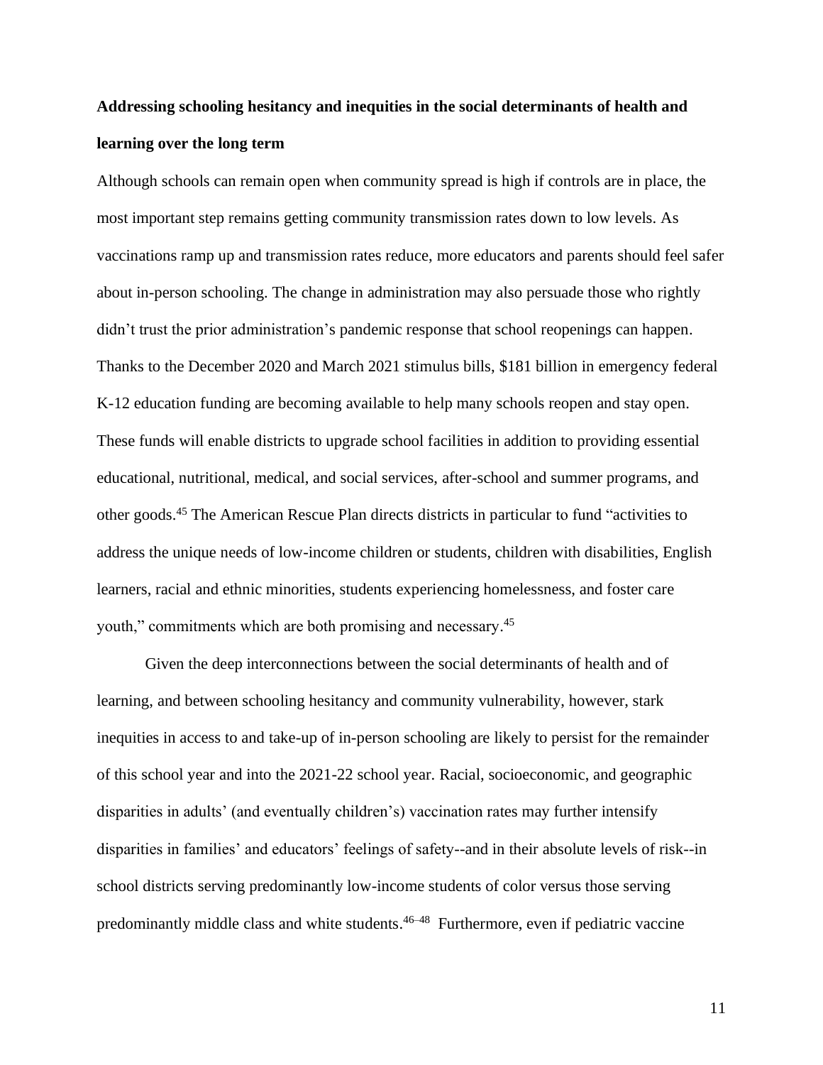**Addressing schooling hesitancy and inequities in the social determinants of health and learning over the long term**

Although schools can remain open when community spread is high if controls are in place, the most important step remains getting community transmission rates down to low levels. As vaccinations ramp up and transmission rates reduce, more educators and parents should feel safer about in-person schooling. The change in administration may also persuade those who rightly didn't trust the prior administration's pandemic response that school reopenings can happen. Thanks to the December 2020 and March 2021 stimulus bills, $181 billion in emergency federal K-12 education funding are becoming available to help many schools reopen and stay open. These funds will enable districts to upgrade school facilities in addition to providing essential educational, nutritional, medical, and social services, after-school and summer programs, and other goods.[45] The American Rescue Plan directs districts in particular to fund "activities to address the unique needs of low-income children or students, children with disabilities, English learners, racial and ethnic minorities, students experiencing homelessness, and foster care youth," commitments which are both promising and necessary.[45]

Given the deep interconnections between the social determinants of health and of learning, and between schooling hesitancy and community vulnerability, however, stark inequities in access to and take-up of in-person schooling are likely to persist for the remainder of this school year and into the 2021-22 school year. Racial, socioeconomic, and geographic disparities in adults' (and eventually children's) vaccination rates may further intensify disparities in families' and educators' feelings of safety--and in their absolute levels of risk--in school districts serving predominantly low-income students of color versus those serving predominantly middle class and white students.[46–48] Furthermore, even if pediatric vaccine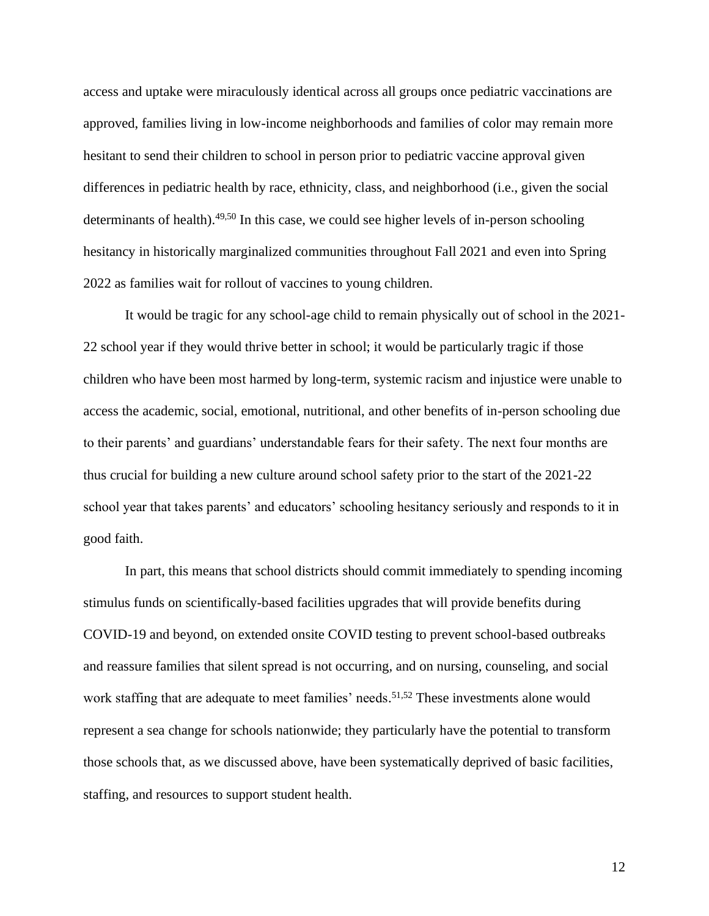access and uptake were miraculously identical across all groups once pediatric vaccinations are approved, families living in low-income neighborhoods and families of color may remain more hesitant to send their children to school in person prior to pediatric vaccine approval given differences in pediatric health by race, ethnicity, class, and neighborhood (i.e., given the social determinants of health).[49,50] In this case, we could see higher levels of in-person schooling hesitancy in historically marginalized communities throughout Fall 2021 and even into Spring 2022 as families wait for rollout of vaccines to young children.

It would be tragic for any school-age child to remain physically out of school in the 2021-22 school year if they would thrive better in school; it would be particularly tragic if those children who have been most harmed by long-term, systemic racism and injustice were unable to access the academic, social, emotional, nutritional, and other benefits of in-person schooling due to their parents' and guardians' understandable fears for their safety. The next four months are thus crucial for building a new culture around school safety prior to the start of the 2021-22 school year that takes parents' and educators' schooling hesitancy seriously and responds to it in good faith.

In part, this means that school districts should commit immediately to spending incoming stimulus funds on scientifically-based facilities upgrades that will provide benefits during COVID-19 and beyond, on extended onsite COVID testing to prevent school-based outbreaks and reassure families that silent spread is not occurring, and on nursing, counseling, and social work staffing that are adequate to meet families' needs.[51,52] These investments alone would represent a sea change for schools nationwide; they particularly have the potential to transform those schools that, as we discussed above, have been systematically deprived of basic facilities, staffing, and resources to support student health.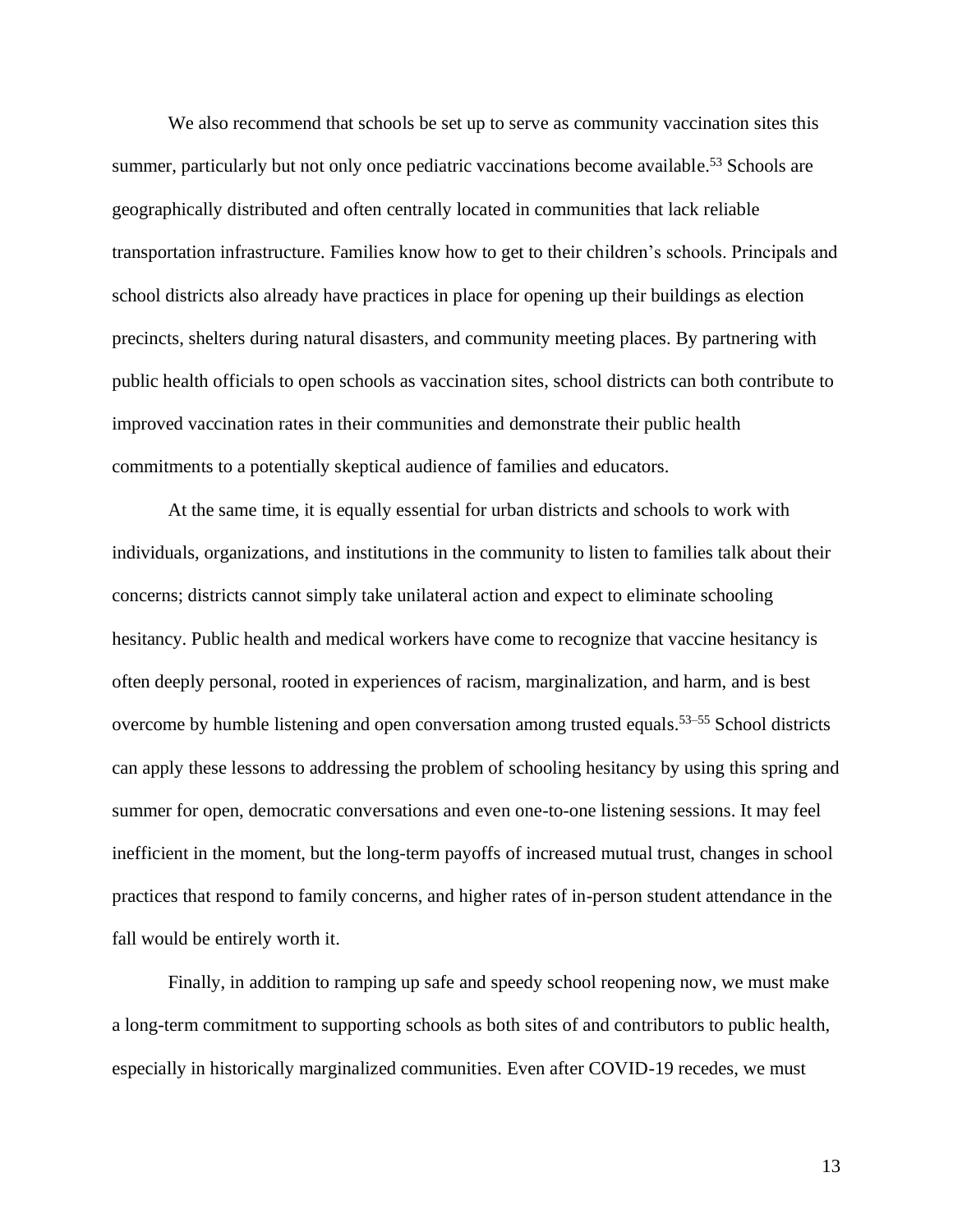We also recommend that schools be set up to serve as community vaccination sites this summer, particularly but not only once pediatric vaccinations become available.[53] Schools are geographically distributed and often centrally located in communities that lack reliable transportation infrastructure. Families know how to get to their children's schools. Principals and school districts also already have practices in place for opening up their buildings as election precincts, shelters during natural disasters, and community meeting places. By partnering with public health officials to open schools as vaccination sites, school districts can both contribute to improved vaccination rates in their communities and demonstrate their public health commitments to a potentially skeptical audience of families and educators.

At the same time, it is equally essential for urban districts and schools to work with individuals, organizations, and institutions in the community to listen to families talk about their concerns; districts cannot simply take unilateral action and expect to eliminate schooling hesitancy. Public health and medical workers have come to recognize that vaccine hesitancy is often deeply personal, rooted in experiences of racism, marginalization, and harm, and is best overcome by humble listening and open conversation among trusted equals.[53–55] School districts can apply these lessons to addressing the problem of schooling hesitancy by using this spring and summer for open, democratic conversations and even one-to-one listening sessions. It may feel inefficient in the moment, but the long-term payoffs of increased mutual trust, changes in school practices that respond to family concerns, and higher rates of in-person student attendance in the fall would be entirely worth it.

Finally, in addition to ramping up safe and speedy school reopening now, we must make a long-term commitment to supporting schools as both sites of and contributors to public health, especially in historically marginalized communities. Even after COVID-19 recedes, we must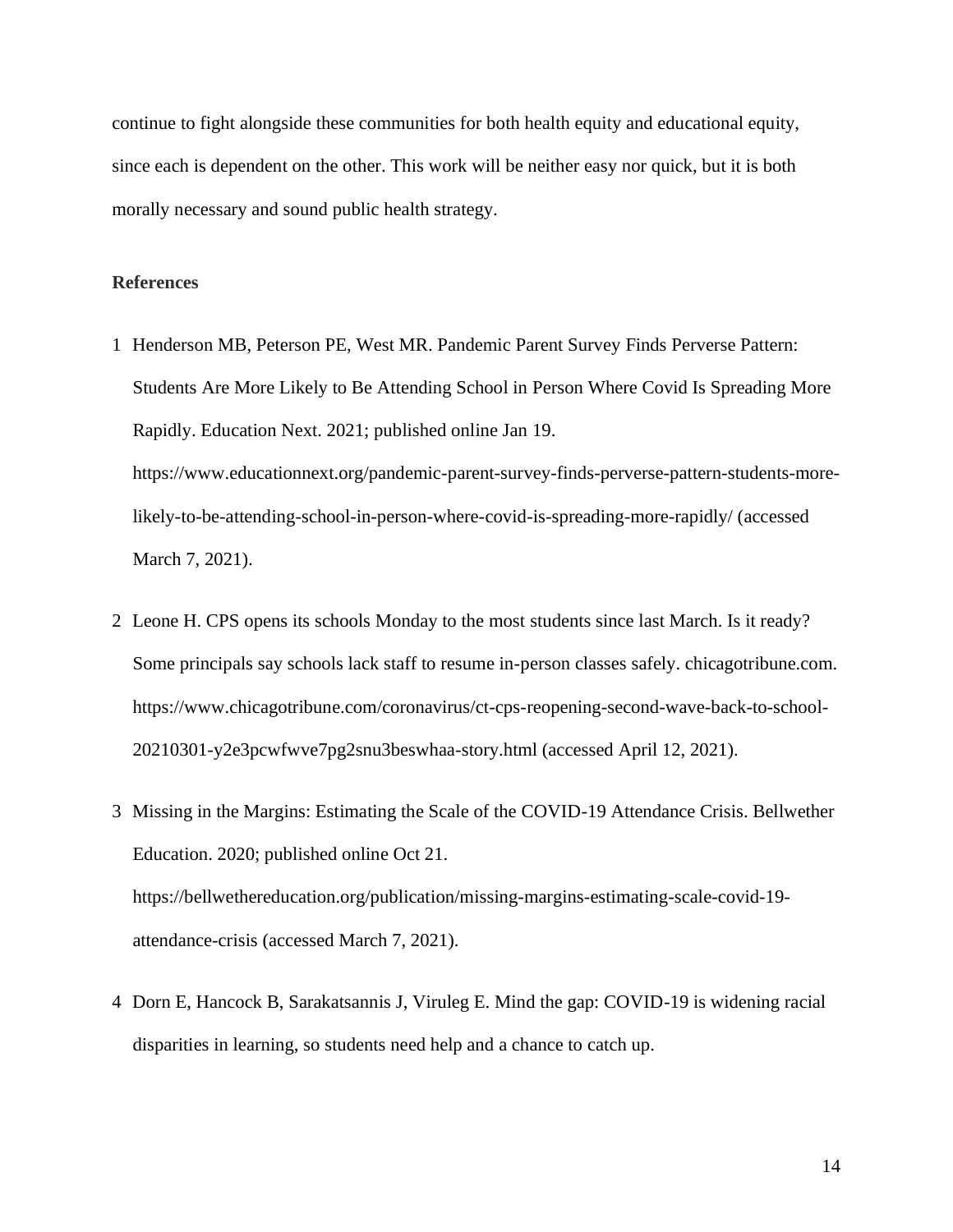continue to fight alongside these communities for both health equity and educational equity, since each is dependent on the other. This work will be neither easy nor quick, but it is both morally necessary and sound public health strategy.

**References**

1 Henderson MB, Peterson PE, West MR. Pandemic Parent Survey Finds Perverse Pattern: Students Are More Likely to Be Attending School in Person Where Covid Is Spreading More Rapidly. Education Next. 2021; published online Jan 19. https://www.educationnext.org/pandemic-parent-survey-finds-perverse-pattern-students-more-likely-to-be-attending-school-in-person-where-covid-is-spreading-more-rapidly/ (accessed March 7, 2021).

2 Leone H. CPS opens its schools Monday to the most students since last March. Is it ready? Some principals say schools lack staff to resume in-person classes safely. chicagotribune.com. https://www.chicagotribune.com/coronavirus/ct-cps-reopening-second-wave-back-to-school-20210301-y2e3pcwfwve7pg2snu3beswhaa-story.html (accessed April 12, 2021).

3 Missing in the Margins: Estimating the Scale of the COVID-19 Attendance Crisis. Bellwether Education. 2020; published online Oct 21. https://bellwethereducation.org/publication/missing-margins-estimating-scale-covid-19-attendance-crisis (accessed March 7, 2021).

4 Dorn E, Hancock B, Sarakatsannis J, Viruleg E. Mind the gap: COVID-19 is widening racial disparities in learning, so students need help and a chance to catch up.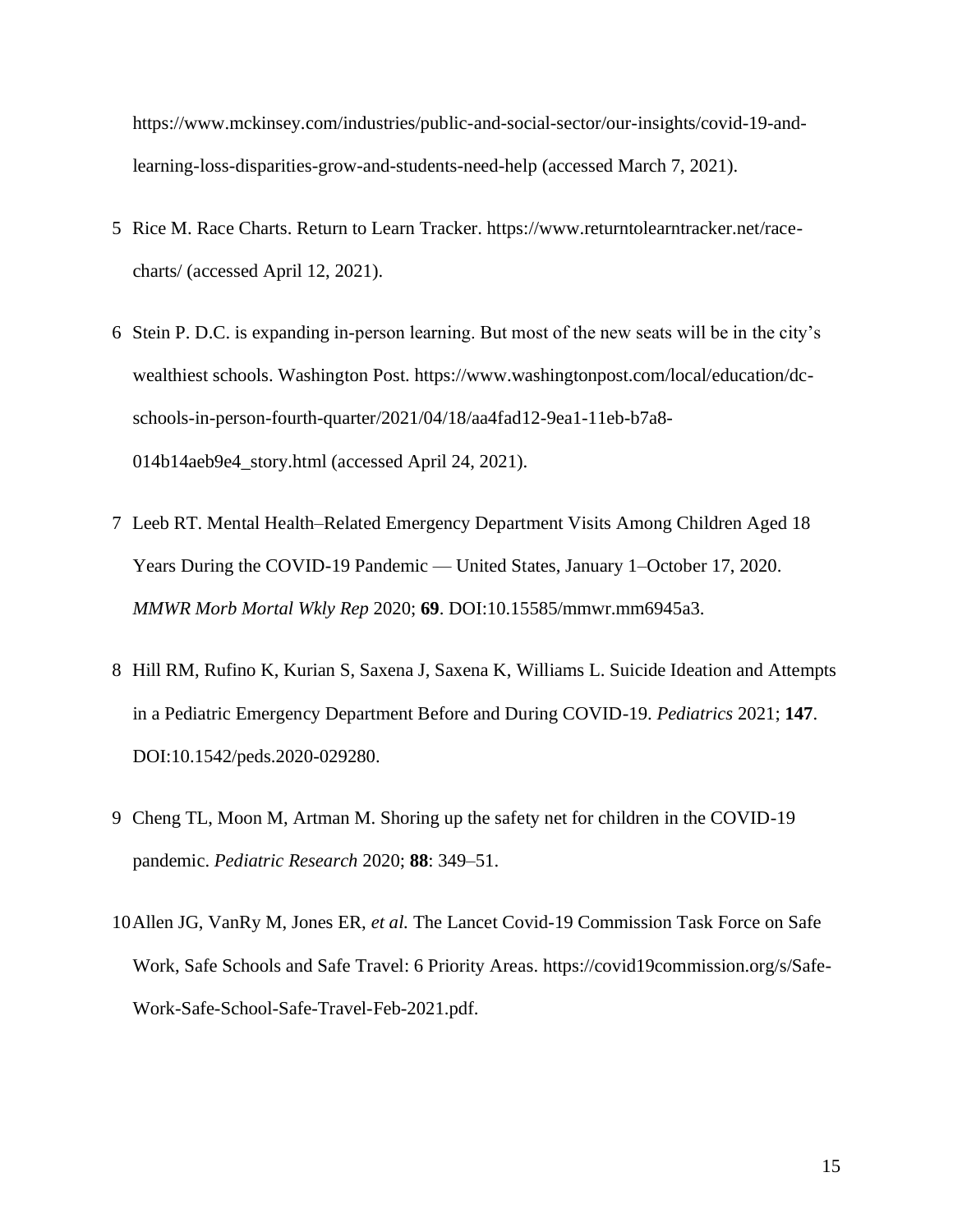https://www.mckinsey.com/industries/public-and-social-sector/our-insights/covid-19-and-learning-loss-disparities-grow-and-students-need-help (accessed March 7, 2021).

5. Rice M. Race Charts. Return to Learn Tracker. https://www.returntolearntracker.net/race-charts/ (accessed April 12, 2021).

6. Stein P. D.C. is expanding in-person learning. But most of the new seats will be in the city's wealthiest schools. Washington Post. https://www.washingtonpost.com/local/education/dc-schools-in-person-fourth-quarter/2021/04/18/aa4fad12-9ea1-11eb-b7a8-014b14aeb9e4_story.html (accessed April 24, 2021).

7. Leeb RT. Mental Health–Related Emergency Department Visits Among Children Aged 18 Years During the COVID-19 Pandemic — United States, January 1–October 17, 2020. *MMWR Morb Mortal Wkly Rep* 2020; **69**. DOI:10.15585/mmwr.mm6945a3.

8. Hill RM, Rufino K, Kurian S, Saxena J, Saxena K, Williams L. Suicide Ideation and Attempts in a Pediatric Emergency Department Before and During COVID-19. *Pediatrics* 2021; **147**. DOI:10.1542/peds.2020-029280.

9. Cheng TL, Moon M, Artman M. Shoring up the safety net for children in the COVID-19 pandemic. *Pediatric Research* 2020; **88**: 349–51.

10. Allen JG, VanRy M, Jones ER, *et al.* The Lancet Covid-19 Commission Task Force on Safe Work, Safe Schools and Safe Travel: 6 Priority Areas. https://covid19commission.org/s/Safe-Work-Safe-School-Safe-Travel-Feb-2021.pdf.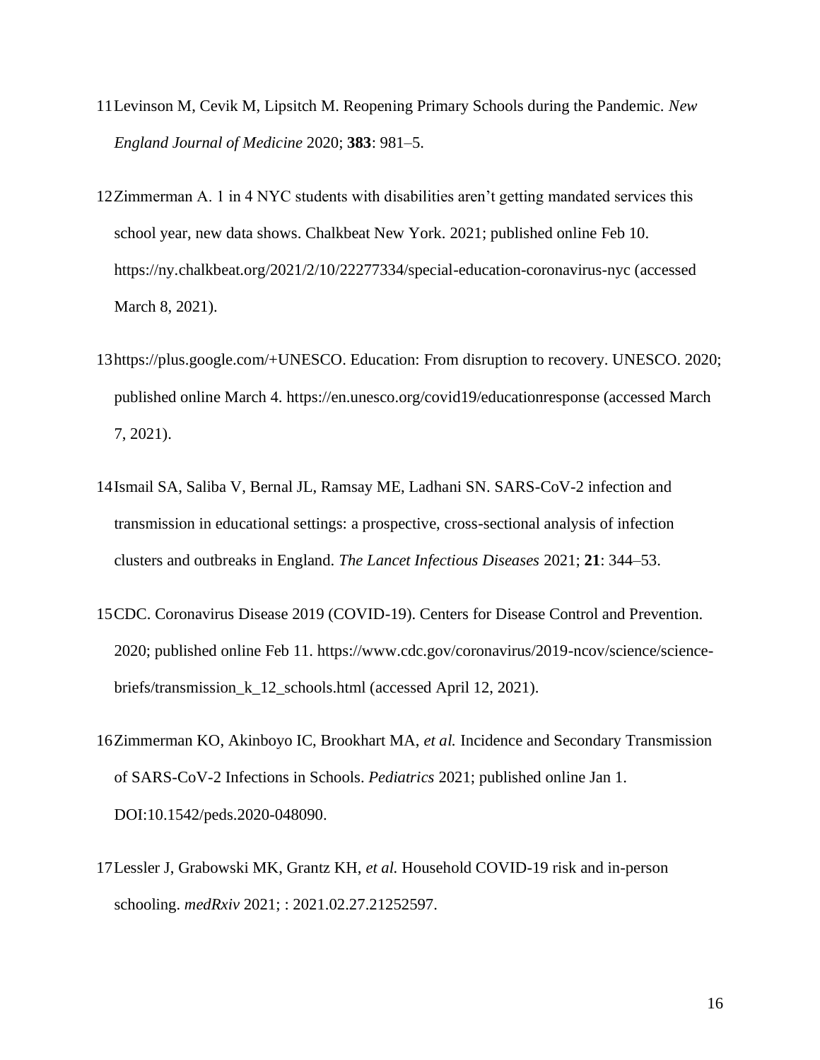11 Levinson M, Cevik M, Lipsitch M. Reopening Primary Schools during the Pandemic. *New England Journal of Medicine* 2020; **383**: 981–5.

12 Zimmerman A. 1 in 4 NYC students with disabilities aren't getting mandated services this school year, new data shows. Chalkbeat New York. 2021; published online Feb 10. https://ny.chalkbeat.org/2021/2/10/22277334/special-education-coronavirus-nyc (accessed March 8, 2021).

13 https://plus.google.com/+UNESCO. Education: From disruption to recovery. UNESCO. 2020; published online March 4. https://en.unesco.org/covid19/educationresponse (accessed March 7, 2021).

14 Ismail SA, Saliba V, Bernal JL, Ramsay ME, Ladhani SN. SARS-CoV-2 infection and transmission in educational settings: a prospective, cross-sectional analysis of infection clusters and outbreaks in England. *The Lancet Infectious Diseases* 2021; **21**: 344–53.

15 CDC. Coronavirus Disease 2019 (COVID-19). Centers for Disease Control and Prevention. 2020; published online Feb 11. https://www.cdc.gov/coronavirus/2019-ncov/science/science-briefs/transmission_k_12_schools.html (accessed April 12, 2021).

16 Zimmerman KO, Akinboyo IC, Brookhart MA, *et al.* Incidence and Secondary Transmission of SARS-CoV-2 Infections in Schools. *Pediatrics* 2021; published online Jan 1. DOI:10.1542/peds.2020-048090.

17 Lessler J, Grabowski MK, Grantz KH, *et al.* Household COVID-19 risk and in-person schooling. *medRxiv* 2021; : 2021.02.27.21252597.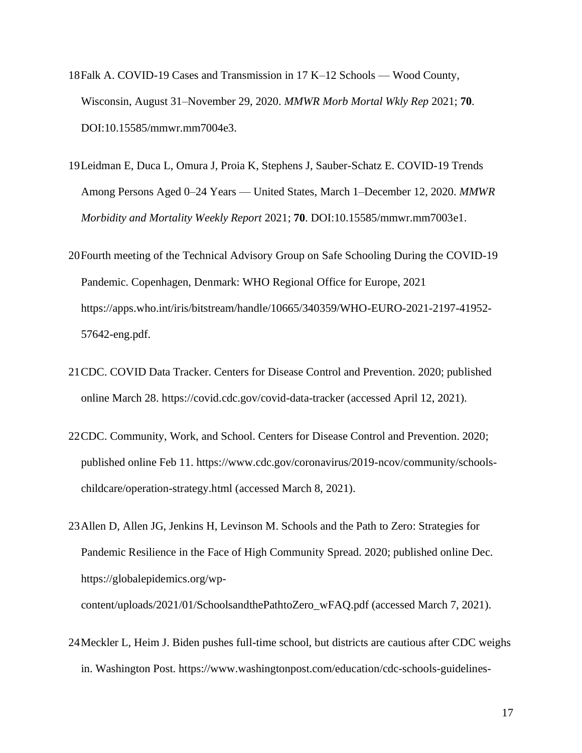18 Falk A. COVID-19 Cases and Transmission in 17 K–12 Schools — Wood County, Wisconsin, August 31–November 29, 2020. *MMWR Morb Mortal Wkly Rep* 2021; **70**. DOI:10.15585/mmwr.mm7004e3.

19 Leidman E, Duca L, Omura J, Proia K, Stephens J, Sauber-Schatz E. COVID-19 Trends Among Persons Aged 0–24 Years — United States, March 1–December 12, 2020. *MMWR Morbidity and Mortality Weekly Report* 2021; **70**. DOI:10.15585/mmwr.mm7003e1.

20 Fourth meeting of the Technical Advisory Group on Safe Schooling During the COVID-19 Pandemic. Copenhagen, Denmark: WHO Regional Office for Europe, 2021 https://apps.who.int/iris/bitstream/handle/10665/340359/WHO-EURO-2021-2197-41952-57642-eng.pdf.

21 CDC. COVID Data Tracker. Centers for Disease Control and Prevention. 2020; published online March 28. https://covid.cdc.gov/covid-data-tracker (accessed April 12, 2021).

22 CDC. Community, Work, and School. Centers for Disease Control and Prevention. 2020; published online Feb 11. https://www.cdc.gov/coronavirus/2019-ncov/community/schools-childcare/operation-strategy.html (accessed March 8, 2021).

23 Allen D, Allen JG, Jenkins H, Levinson M. Schools and the Path to Zero: Strategies for Pandemic Resilience in the Face of High Community Spread. 2020; published online Dec. https://globalepidemics.org/wp-content/uploads/2021/01/SchoolsandthePathtoZero_wFAQ.pdf (accessed March 7, 2021).

24 Meckler L, Heim J. Biden pushes full-time school, but districts are cautious after CDC weighs in. Washington Post. https://www.washingtonpost.com/education/cdc-schools-guidelines-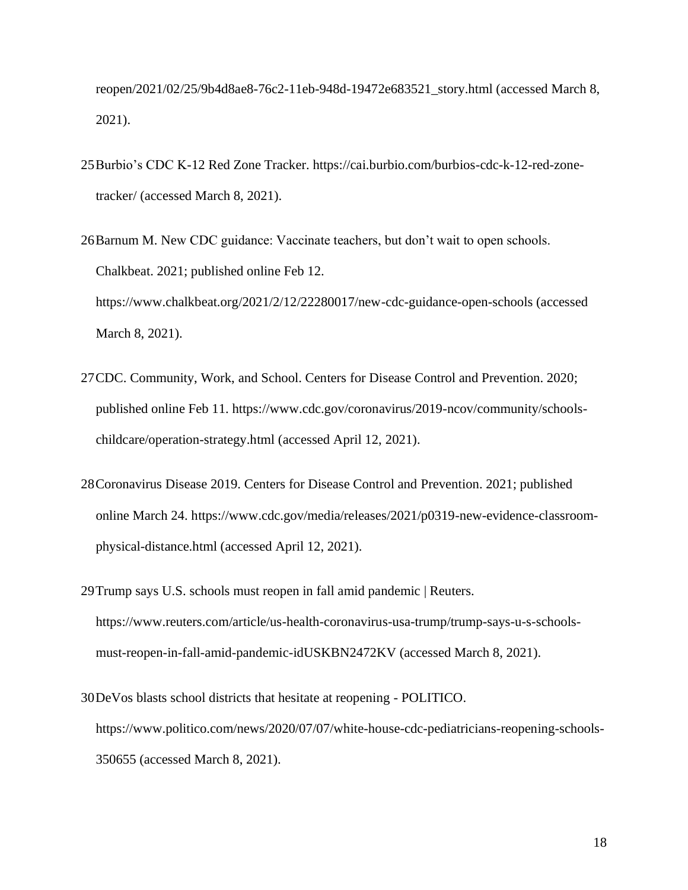reopen/2021/02/25/9b4d8ae8-76c2-11eb-948d-19472e683521_story.html (accessed March 8, 2021).

25. Burbio's CDC K-12 Red Zone Tracker. https://cai.burbio.com/burbios-cdc-k-12-red-zone-tracker/ (accessed March 8, 2021).

26. Barnum M. New CDC guidance: Vaccinate teachers, but don't wait to open schools. Chalkbeat. 2021; published online Feb 12. https://www.chalkbeat.org/2021/2/12/22280017/new-cdc-guidance-open-schools (accessed March 8, 2021).

27. CDC. Community, Work, and School. Centers for Disease Control and Prevention. 2020; published online Feb 11. https://www.cdc.gov/coronavirus/2019-ncov/community/schools-childcare/operation-strategy.html (accessed April 12, 2021).

28. Coronavirus Disease 2019. Centers for Disease Control and Prevention. 2021; published online March 24. https://www.cdc.gov/media/releases/2021/p0319-new-evidence-classroom-physical-distance.html (accessed April 12, 2021).

29. Trump says U.S. schools must reopen in fall amid pandemic | Reuters. https://www.reuters.com/article/us-health-coronavirus-usa-trump/trump-says-u-s-schools-must-reopen-in-fall-amid-pandemic-idUSKBN2472KV (accessed March 8, 2021).

30. DeVos blasts school districts that hesitate at reopening - POLITICO. https://www.politico.com/news/2020/07/07/white-house-cdc-pediatricians-reopening-schools-350655 (accessed March 8, 2021).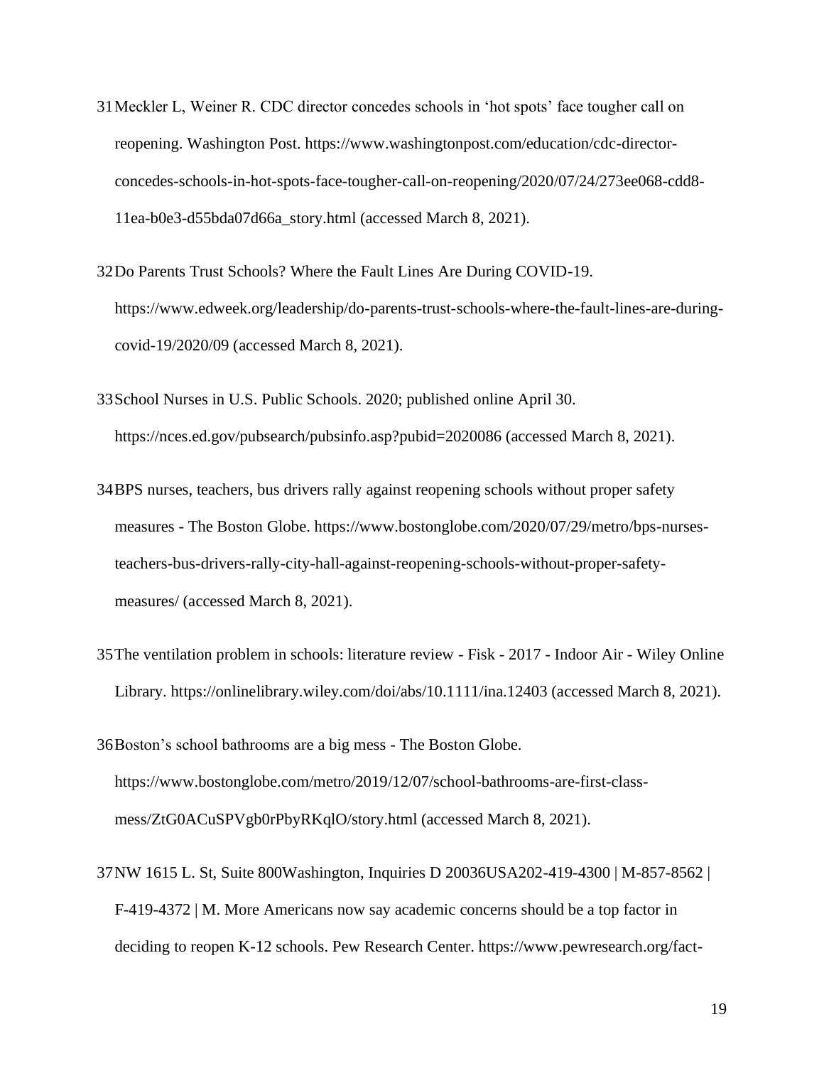31 Meckler L, Weiner R. CDC director concedes schools in 'hot spots' face tougher call on reopening. Washington Post. https://www.washingtonpost.com/education/cdc-director-concedes-schools-in-hot-spots-face-tougher-call-on-reopening/2020/07/24/273ee068-cdd8-11ea-b0e3-d55bda07d66a_story.html (accessed March 8, 2021).

32 Do Parents Trust Schools? Where the Fault Lines Are During COVID-19. https://www.edweek.org/leadership/do-parents-trust-schools-where-the-fault-lines-are-during-covid-19/2020/09 (accessed March 8, 2021).

33 School Nurses in U.S. Public Schools. 2020; published online April 30. https://nces.ed.gov/pubsearch/pubsinfo.asp?pubid=2020086 (accessed March 8, 2021).

34 BPS nurses, teachers, bus drivers rally against reopening schools without proper safety measures - The Boston Globe. https://www.bostonglobe.com/2020/07/29/metro/bps-nurses-teachers-bus-drivers-rally-city-hall-against-reopening-schools-without-proper-safety-measures/ (accessed March 8, 2021).

35 The ventilation problem in schools: literature review - Fisk - 2017 - Indoor Air - Wiley Online Library. https://onlinelibrary.wiley.com/doi/abs/10.1111/ina.12403 (accessed March 8, 2021).

36 Boston's school bathrooms are a big mess - The Boston Globe. https://www.bostonglobe.com/metro/2019/12/07/school-bathrooms-are-first-class-mess/ZtG0ACuSPVgb0rPbyRKqlO/story.html (accessed March 8, 2021).

37 NW 1615 L. St, Suite 800Washington, Inquiries D 20036USA202-419-4300 | M-857-8562 | F-419-4372 | M. More Americans now say academic concerns should be a top factor in deciding to reopen K-12 schools. Pew Research Center. https://www.pewresearch.org/fact-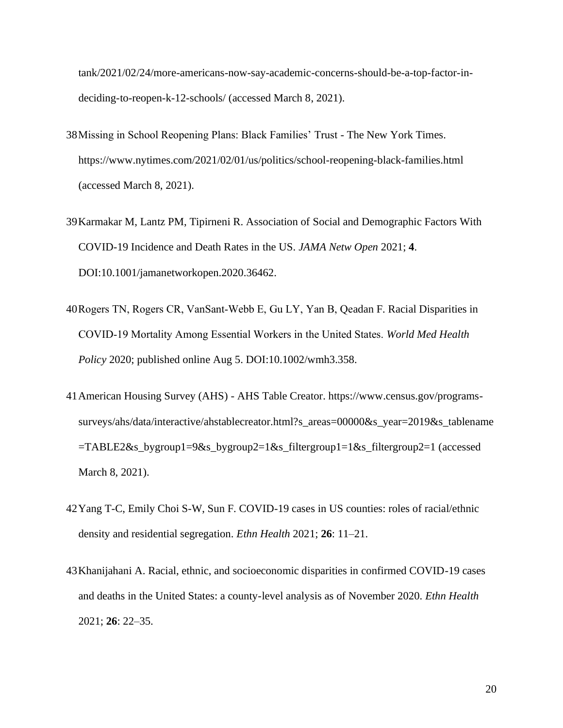tank/2021/02/24/more-americans-now-say-academic-concerns-should-be-a-top-factor-in-deciding-to-reopen-k-12-schools/ (accessed March 8, 2021).

38 Missing in School Reopening Plans: Black Families' Trust - The New York Times. https://www.nytimes.com/2021/02/01/us/politics/school-reopening-black-families.html (accessed March 8, 2021).

39 Karmakar M, Lantz PM, Tipirneni R. Association of Social and Demographic Factors With COVID-19 Incidence and Death Rates in the US. *JAMA Netw Open* 2021; **4**. DOI:10.1001/jamanetworkopen.2020.36462.

40 Rogers TN, Rogers CR, VanSant-Webb E, Gu LY, Yan B, Qeadan F. Racial Disparities in COVID-19 Mortality Among Essential Workers in the United States. *World Med Health Policy* 2020; published online Aug 5. DOI:10.1002/wmh3.358.

41 American Housing Survey (AHS) - AHS Table Creator. https://www.census.gov/programs-surveys/ahs/data/interactive/ahstablecreator.html?s_areas=00000&s_year=2019&s_tablename=TABLE2&s_bygroup1=9&s_bygroup2=1&s_filtergroup1=1&s_filtergroup2=1 (accessed March 8, 2021).

42 Yang T-C, Emily Choi S-W, Sun F. COVID-19 cases in US counties: roles of racial/ethnic density and residential segregation. *Ethn Health* 2021; **26**: 11–21.

43 Khanijahani A. Racial, ethnic, and socioeconomic disparities in confirmed COVID-19 cases and deaths in the United States: a county-level analysis as of November 2020. *Ethn Health* 2021; **26**: 22–35.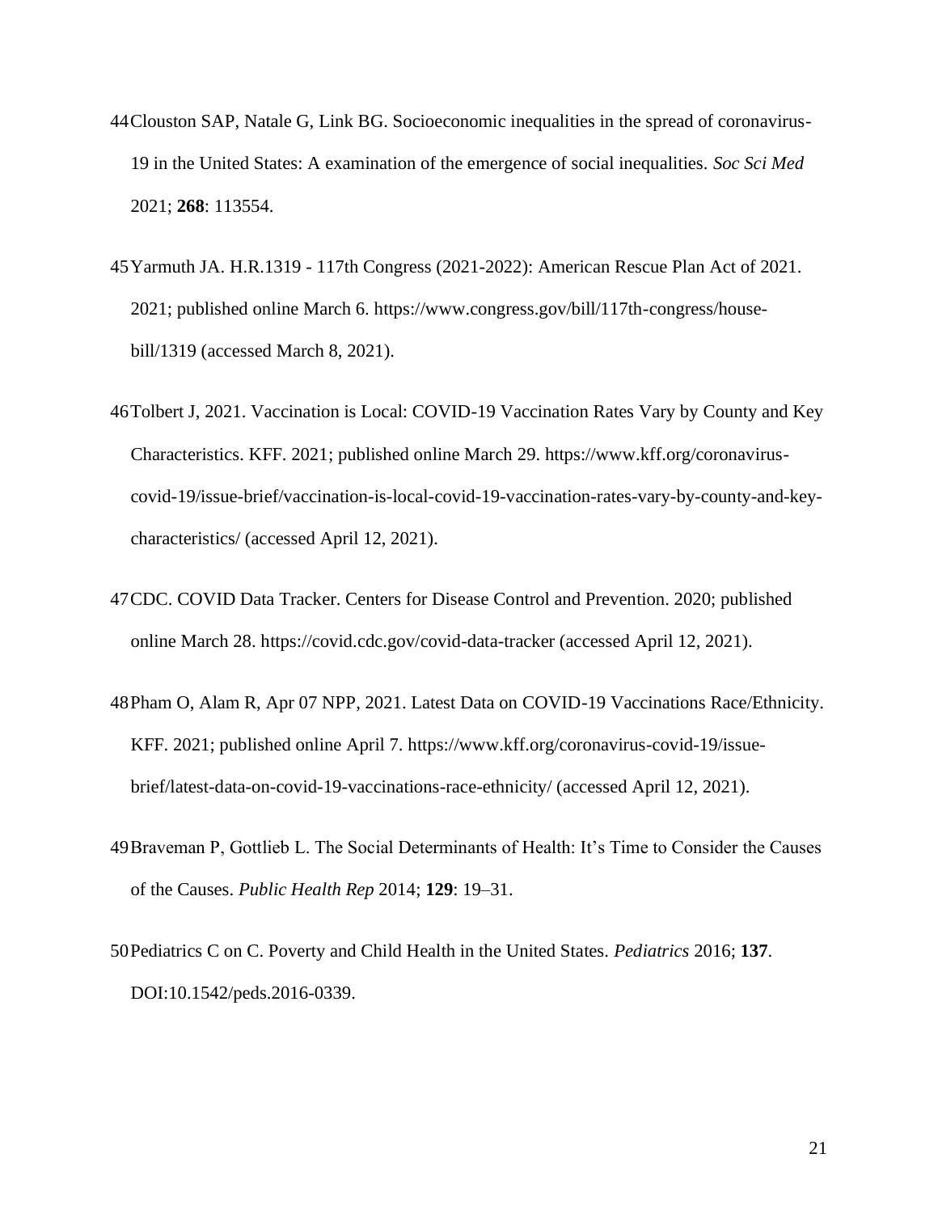44 Clouston SAP, Natale G, Link BG. Socioeconomic inequalities in the spread of coronavirus-19 in the United States: A examination of the emergence of social inequalities. *Soc Sci Med* 2021; **268**: 113554.

45 Yarmuth JA. H.R.1319 - 117th Congress (2021-2022): American Rescue Plan Act of 2021. 2021; published online March 6. https://www.congress.gov/bill/117th-congress/house-bill/1319 (accessed March 8, 2021).

46 Tolbert J, 2021. Vaccination is Local: COVID-19 Vaccination Rates Vary by County and Key Characteristics. KFF. 2021; published online March 29. https://www.kff.org/coronavirus-covid-19/issue-brief/vaccination-is-local-covid-19-vaccination-rates-vary-by-county-and-key-characteristics/ (accessed April 12, 2021).

47 CDC. COVID Data Tracker. Centers for Disease Control and Prevention. 2020; published online March 28. https://covid.cdc.gov/covid-data-tracker (accessed April 12, 2021).

48 Pham O, Alam R, Apr 07 NPP, 2021. Latest Data on COVID-19 Vaccinations Race/Ethnicity. KFF. 2021; published online April 7. https://www.kff.org/coronavirus-covid-19/issue-brief/latest-data-on-covid-19-vaccinations-race-ethnicity/ (accessed April 12, 2021).

49 Braveman P, Gottlieb L. The Social Determinants of Health: It's Time to Consider the Causes of the Causes. *Public Health Rep* 2014; **129**: 19–31.

50 Pediatrics C on C. Poverty and Child Health in the United States. *Pediatrics* 2016; **137**. DOI:10.1542/peds.2016-0339.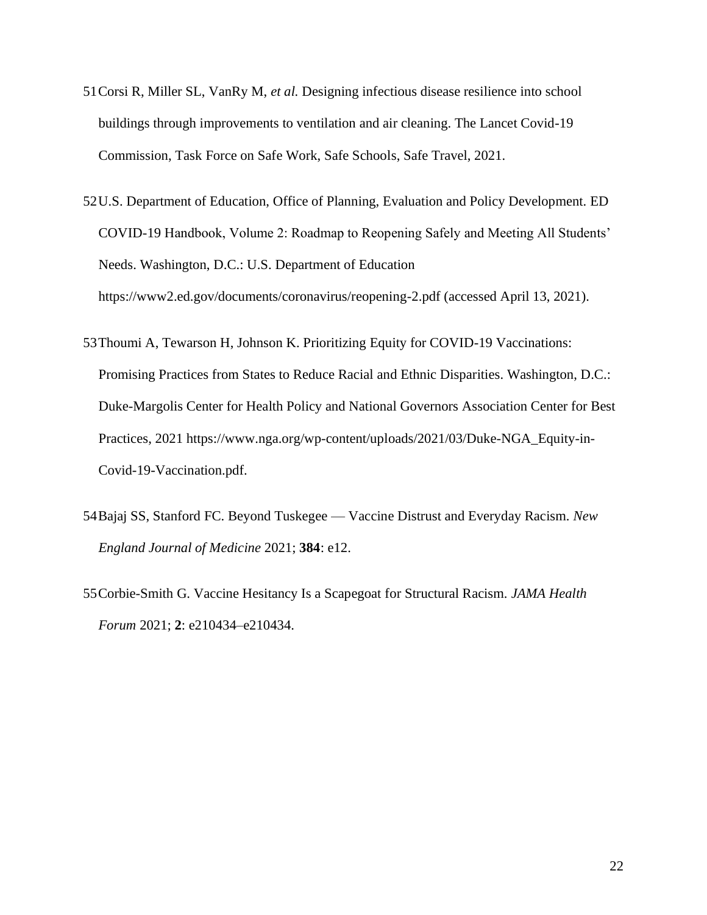51 Corsi R, Miller SL, VanRy M, *et al.* Designing infectious disease resilience into school buildings through improvements to ventilation and air cleaning. The Lancet Covid-19 Commission, Task Force on Safe Work, Safe Schools, Safe Travel, 2021.

52 U.S. Department of Education, Office of Planning, Evaluation and Policy Development. ED COVID-19 Handbook, Volume 2: Roadmap to Reopening Safely and Meeting All Students' Needs. Washington, D.C.: U.S. Department of Education https://www2.ed.gov/documents/coronavirus/reopening-2.pdf (accessed April 13, 2021).

53 Thoumi A, Tewarson H, Johnson K. Prioritizing Equity for COVID-19 Vaccinations: Promising Practices from States to Reduce Racial and Ethnic Disparities. Washington, D.C.: Duke-Margolis Center for Health Policy and National Governors Association Center for Best Practices, 2021 https://www.nga.org/wp-content/uploads/2021/03/Duke-NGA_Equity-in-Covid-19-Vaccination.pdf.

54 Bajaj SS, Stanford FC. Beyond Tuskegee — Vaccine Distrust and Everyday Racism. *New England Journal of Medicine* 2021; **384**: e12.

55 Corbie-Smith G. Vaccine Hesitancy Is a Scapegoat for Structural Racism. *JAMA Health Forum* 2021; **2**: e210434–e210434.